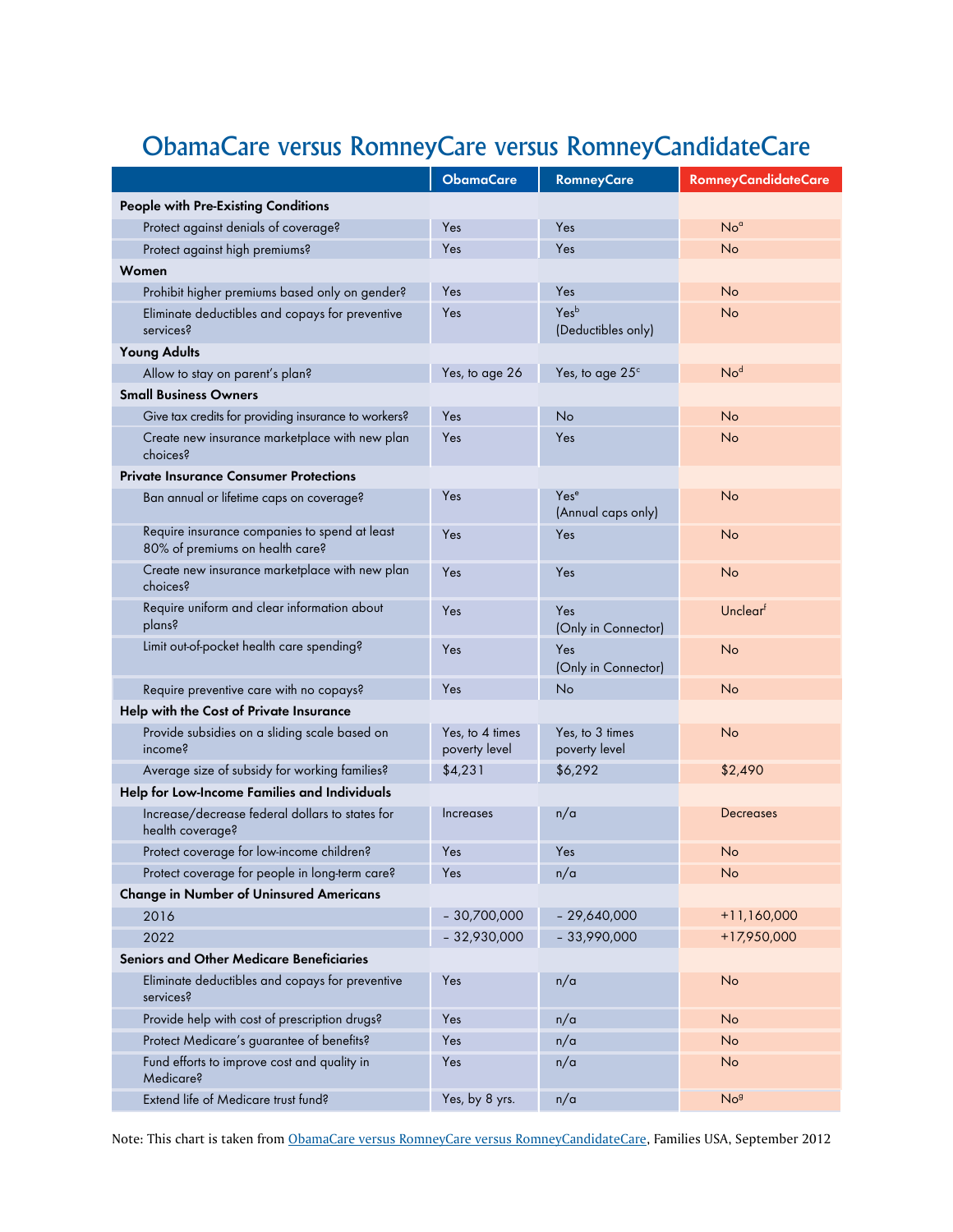# ObamaCare versus RomneyCare versus RomneyCandidateCare

| | ObamaCare | RomneyCare | RomneyCandidateCare |
|---|---|---|---|
| **People with Pre-Existing Conditions** | | | |
| Protect against denials of coverage? | Yes | Yes | No[a] |
| Protect against high premiums? | Yes | Yes | No |
| **Women** | | | |
| Prohibit higher premiums based only on gender? | Yes | Yes | No |
| Eliminate deductibles and copays for preventive services? | Yes | Yes[b] (Deductibles only) | No |
| **Young Adults** | | | |
| Allow to stay on parent's plan? | Yes, to age 26 | Yes, to age 25[c] | No[d] |
| **Small Business Owners** | | | |
| Give tax credits for providing insurance to workers? | Yes | No | No |
| Create new insurance marketplace with new plan choices? | Yes | Yes | No |
| **Private Insurance Consumer Protections** | | | |
| Ban annual or lifetime caps on coverage? | Yes | Yes[e] (Annual caps only) | No |
| Require insurance companies to spend at least 80% of premiums on health care? | Yes | Yes | No |
| Create new insurance marketplace with new plan choices? | Yes | Yes | No |
| Require uniform and clear information about plans? | Yes | Yes (Only in Connector) | Unclear[f] |
| Limit out-of-pocket health care spending? | Yes | Yes (Only in Connector) | No |
| Require preventive care with no copays? | Yes | No | No |
| **Help with the Cost of Private Insurance** | | | |
| Provide subsidies on a sliding scale based on income? | Yes, to 4 times poverty level | Yes, to 3 times poverty level | No |
| Average size of subsidy for working families? | $4,231 | $6,292 | $2,490 |
| **Help for Low-Income Families and Individuals** | | | |
| Increase/decrease federal dollars to states for health coverage? | Increases | n/a | Decreases |
| Protect coverage for low-income children? | Yes | Yes | No |
| Protect coverage for people in long-term care? | Yes | n/a | No |
| **Change in Number of Uninsured Americans** | | | |
| 2016 | – 30,700,000 | – 29,640,000 | +11,160,000 |
| 2022 | – 32,930,000 | – 33,990,000 | +17,950,000 |
| **Seniors and Other Medicare Beneficiaries** | | | |
| Eliminate deductibles and copays for preventive services? | Yes | n/a | No |
| Provide help with cost of prescription drugs? | Yes | n/a | No |
| Protect Medicare's guarantee of benefits? | Yes | n/a | No |
| Fund efforts to improve cost and quality in Medicare? | Yes | n/a | No |
| Extend life of Medicare trust fund? | Yes, by 8 yrs. | n/a | No[g] |

Note: This chart is taken from ObamaCare versus RomneyCare versus RomneyCandidateCare, Families USA, September 2012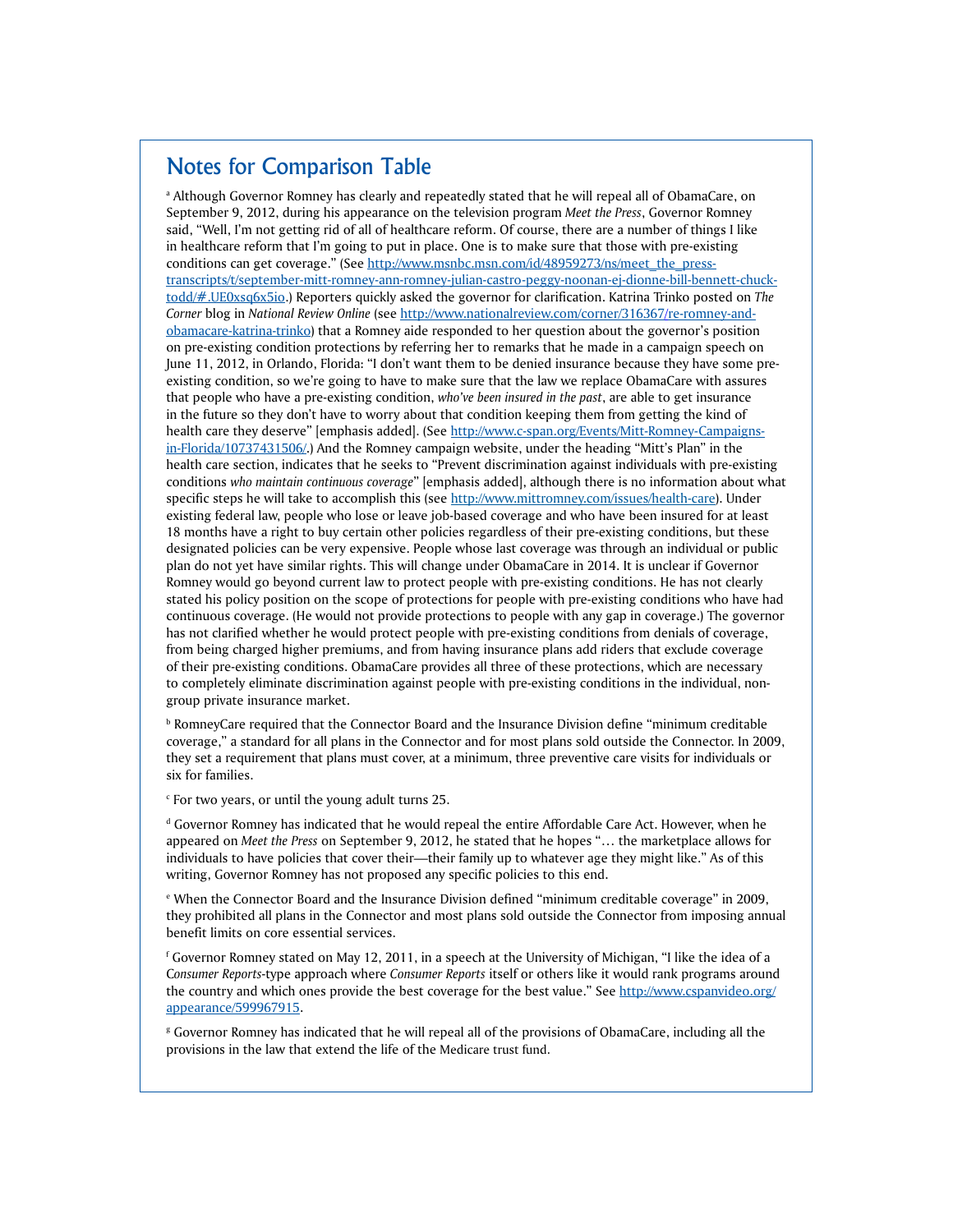## Notes for Comparison Table

[a] Although Governor Romney has clearly and repeatedly stated that he will repeal all of ObamaCare, on September 9, 2012, during his appearance on the television program *Meet the Press*, Governor Romney said, "Well, I'm not getting rid of all of healthcare reform. Of course, there are a number of things I like in healthcare reform that I'm going to put in place. One is to make sure that those with pre-existing conditions can get coverage." (See http://www.msnbc.msn.com/id/48959273/ns/meet_the_press-transcripts/t/september-mitt-romney-ann-romney-julian-castro-peggy-noonan-ej-dionne-bill-bennett-chuck-todd/#.UE0xsq6x5io.) Reporters quickly asked the governor for clarification. Katrina Trinko posted on *The Corner* blog in *National Review Online* (see http://www.nationalreview.com/corner/316367/re-romney-and-obamacare-katrina-trinko) that a Romney aide responded to her question about the governor's position on pre-existing condition protections by referring her to remarks that he made in a campaign speech on June 11, 2012, in Orlando, Florida: "I don't want them to be denied insurance because they have some pre-existing condition, so we're going to have to make sure that the law we replace ObamaCare with assures that people who have a pre-existing condition, *who've been insured in the past*, are able to get insurance in the future so they don't have to worry about that condition keeping them from getting the kind of health care they deserve" [emphasis added]. (See http://www.c-span.org/Events/Mitt-Romney-Campaigns-in-Florida/10737431506/.) And the Romney campaign website, under the heading "Mitt's Plan" in the health care section, indicates that he seeks to "Prevent discrimination against individuals with pre-existing conditions *who maintain continuous coverage*" [emphasis added], although there is no information about what specific steps he will take to accomplish this (see http://www.mittromney.com/issues/health-care). Under existing federal law, people who lose or leave job-based coverage and who have been insured for at least 18 months have a right to buy certain other policies regardless of their pre-existing conditions, but these designated policies can be very expensive. People whose last coverage was through an individual or public plan do not yet have similar rights. This will change under ObamaCare in 2014. It is unclear if Governor Romney would go beyond current law to protect people with pre-existing conditions. He has not clearly stated his policy position on the scope of protections for people with pre-existing conditions who have had continuous coverage. (He would not provide protections to people with any gap in coverage.) The governor has not clarified whether he would protect people with pre-existing conditions from denials of coverage, from being charged higher premiums, and from having insurance plans add riders that exclude coverage of their pre-existing conditions. ObamaCare provides all three of these protections, which are necessary to completely eliminate discrimination against people with pre-existing conditions in the individual, non-group private insurance market.

[b] RomneyCare required that the Connector Board and the Insurance Division define "minimum creditable coverage," a standard for all plans in the Connector and for most plans sold outside the Connector. In 2009, they set a requirement that plans must cover, at a minimum, three preventive care visits for individuals or six for families.

[c] For two years, or until the young adult turns 25.

[d] Governor Romney has indicated that he would repeal the entire Affordable Care Act. However, when he appeared on *Meet the Press* on September 9, 2012, he stated that he hopes "… the marketplace allows for individuals to have policies that cover their—their family up to whatever age they might like." As of this writing, Governor Romney has not proposed any specific policies to this end.

[e] When the Connector Board and the Insurance Division defined "minimum creditable coverage" in 2009, they prohibited all plans in the Connector and most plans sold outside the Connector from imposing annual benefit limits on core essential services.

[f] Governor Romney stated on May 12, 2011, in a speech at the University of Michigan, "I like the idea of a *Consumer Reports*-type approach where *Consumer Reports* itself or others like it would rank programs around the country and which ones provide the best coverage for the best value." See http://www.cspanvideo.org/appearance/599967915.

[g] Governor Romney has indicated that he will repeal all of the provisions of ObamaCare, including all the provisions in the law that extend the life of the Medicare trust fund.